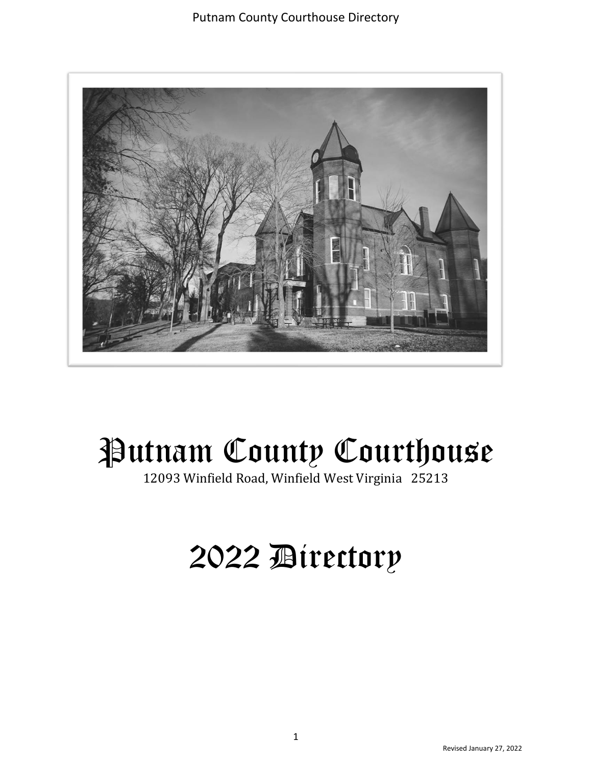# Putnam County Courthouse

12093 Winfield Road, Winfield West Virginia 25213

# 2022 Directory

Revised January 27, 2022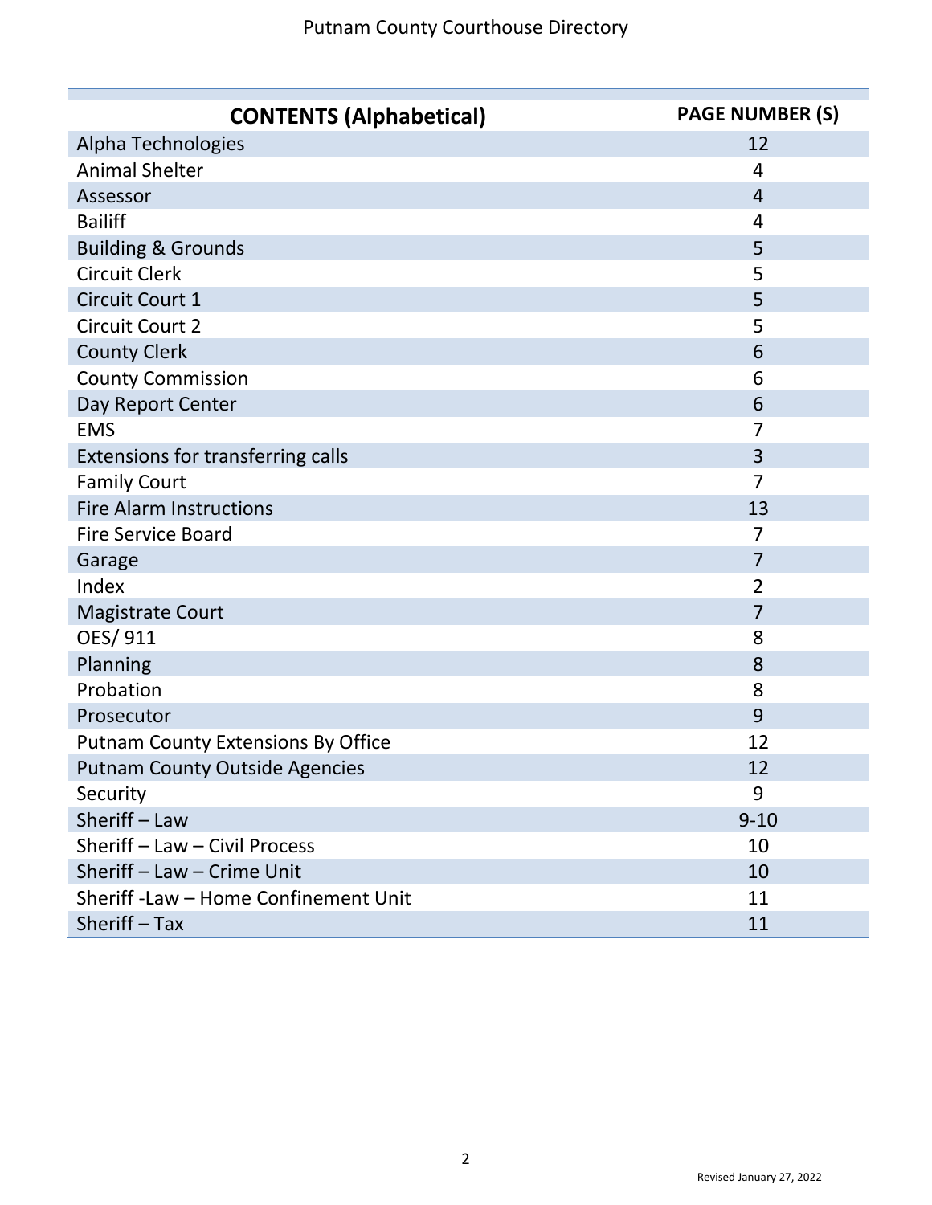# Putnam County Courthouse Directory

| CONTENTS (Alphabetical) | PAGE NUMBER (S) |
|---|---|
| Alpha Technologies | 12 |
| Animal Shelter | 4 |
| Assessor | 4 |
| Bailiff | 4 |
| Building & Grounds | 5 |
| Circuit Clerk | 5 |
| Circuit Court 1 | 5 |
| Circuit Court 2 | 5 |
| County Clerk | 6 |
| County Commission | 6 |
| Day Report Center | 6 |
| EMS | 7 |
| Extensions for transferring calls | 3 |
| Family Court | 7 |
| Fire Alarm Instructions | 13 |
| Fire Service Board | 7 |
| Garage | 7 |
| Index | 2 |
| Magistrate Court | 7 |
| OES/ 911 | 8 |
| Planning | 8 |
| Probation | 8 |
| Prosecutor | 9 |
| Putnam County Extensions By Office | 12 |
| Putnam County Outside Agencies | 12 |
| Security | 9 |
| Sheriff – Law | 9-10 |
| Sheriff – Law – Civil Process | 10 |
| Sheriff – Law – Crime Unit | 10 |
| Sheriff -Law – Home Confinement Unit | 11 |
| Sheriff – Tax | 11 |

Revised January 27, 2022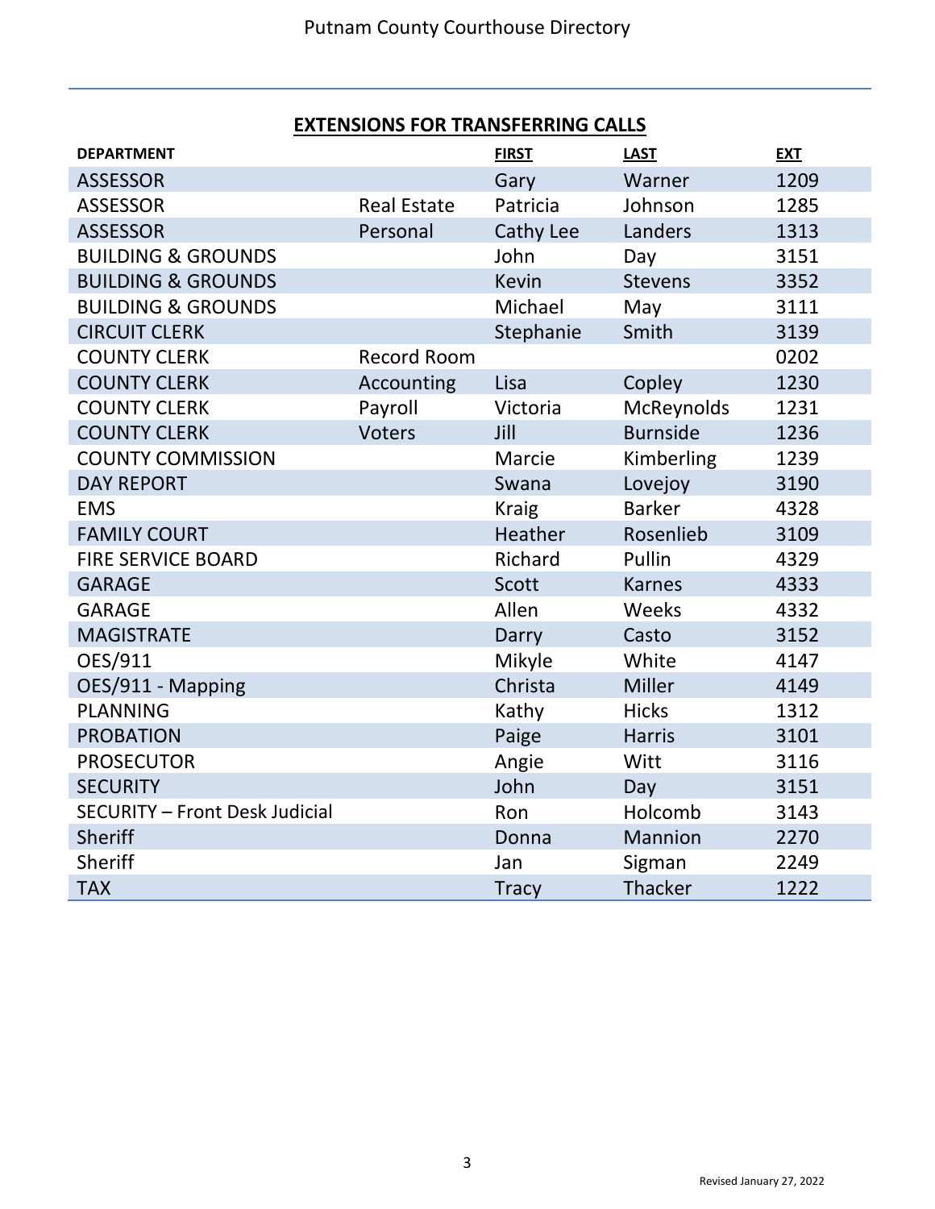Putnam County Courthouse Directory

## EXTENSIONS FOR TRANSFERRING CALLS

| DEPARTMENT | | FIRST | LAST | EXT |
|---|---|---|---|---|
| ASSESSOR | | Gary | Warner | 1209 |
| ASSESSOR | Real Estate | Patricia | Johnson | 1285 |
| ASSESSOR | Personal | Cathy Lee | Landers | 1313 |
| BUILDING & GROUNDS | | John | Day | 3151 |
| BUILDING & GROUNDS | | Kevin | Stevens | 3352 |
| BUILDING & GROUNDS | | Michael | May | 3111 |
| CIRCUIT CLERK | | Stephanie | Smith | 3139 |
| COUNTY CLERK | Record Room | | | 0202 |
| COUNTY CLERK | Accounting | Lisa | Copley | 1230 |
| COUNTY CLERK | Payroll | Victoria | McReynolds | 1231 |
| COUNTY CLERK | Voters | Jill | Burnside | 1236 |
| COUNTY COMMISSION | | Marcie | Kimberling | 1239 |
| DAY REPORT | | Swana | Lovejoy | 3190 |
| EMS | | Kraig | Barker | 4328 |
| FAMILY COURT | | Heather | Rosenlieb | 3109 |
| FIRE SERVICE BOARD | | Richard | Pullin | 4329 |
| GARAGE | | Scott | Karnes | 4333 |
| GARAGE | | Allen | Weeks | 4332 |
| MAGISTRATE | | Darry | Casto | 3152 |
| OES/911 | | Mikyle | White | 4147 |
| OES/911 - Mapping | | Christa | Miller | 4149 |
| PLANNING | | Kathy | Hicks | 1312 |
| PROBATION | | Paige | Harris | 3101 |
| PROSECUTOR | | Angie | Witt | 3116 |
| SECURITY | | John | Day | 3151 |
| SECURITY – Front Desk Judicial | | Ron | Holcomb | 3143 |
| Sheriff | | Donna | Mannion | 2270 |
| Sheriff | | Jan | Sigman | 2249 |
| TAX | | Tracy | Thacker | 1222 |

Revised January 27, 2022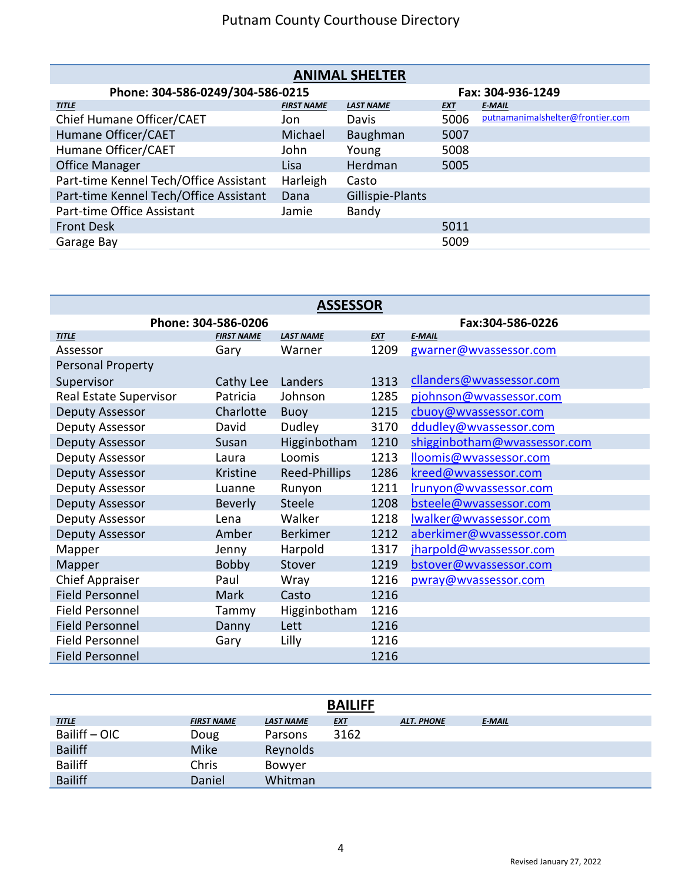# Putnam County Courthouse Directory

## ANIMAL SHELTER

**Phone: 304-586-0249/304-586-0215** **Fax: 304-936-1249**

| TITLE | FIRST NAME | LAST NAME | EXT | E-MAIL |
|---|---|---|---|---|
| Chief Humane Officer/CAET | Jon | Davis | 5006 | putnamanimalshelter@frontier.com |
| Humane Officer/CAET | Michael | Baughman | 5007 | |
| Humane Officer/CAET | John | Young | 5008 | |
| Office Manager | Lisa | Herdman | 5005 | |
| Part-time Kennel Tech/Office Assistant | Harleigh | Casto | | |
| Part-time Kennel Tech/Office Assistant | Dana | Gillispie-Plants | | |
| Part-time Office Assistant | Jamie | Bandy | | |
| Front Desk | | | 5011 | |
| Garage Bay | | | 5009 | |

## ASSESSOR

**Phone: 304-586-0206** **Fax:304-586-0226**

| TITLE | FIRST NAME | LAST NAME | EXT | E-MAIL |
|---|---|---|---|---|
| Assessor | Gary | Warner | 1209 | gwarner@wvassessor.com |
| Personal Property Supervisor | Cathy Lee | Landers | 1313 | cllanders@wvassessor.com |
| Real Estate Supervisor | Patricia | Johnson | 1285 | pjohnson@wvassessor.com |
| Deputy Assessor | Charlotte | Buoy | 1215 | cbuoy@wvassessor.com |
| Deputy Assessor | David | Dudley | 3170 | ddudley@wvassessor.com |
| Deputy Assessor | Susan | Higginbotham | 1210 | shigginbotham@wvassessor.com |
| Deputy Assessor | Laura | Loomis | 1213 | lloomis@wvassessor.com |
| Deputy Assessor | Kristine | Reed-Phillips | 1286 | kreed@wvassessor.com |
| Deputy Assessor | Luanne | Runyon | 1211 | lrunyon@wvassessor.com |
| Deputy Assessor | Beverly | Steele | 1208 | bsteele@wvassessor.com |
| Deputy Assessor | Lena | Walker | 1218 | lwalker@wvassessor.com |
| Deputy Assessor | Amber | Berkimer | 1212 | aberkimer@wvassessor.com |
| Mapper | Jenny | Harpold | 1317 | jharpold@wvassessor.com |
| Mapper | Bobby | Stover | 1219 | bstover@wvassessor.com |
| Chief Appraiser | Paul | Wray | 1216 | pwray@wvassessor.com |
| Field Personnel | Mark | Casto | 1216 | |
| Field Personnel | Tammy | Higginbotham | 1216 | |
| Field Personnel | Danny | Lett | 1216 | |
| Field Personnel | Gary | Lilly | 1216 | |
| Field Personnel | | | 1216 | |

## BAILIFF

| TITLE | FIRST NAME | LAST NAME | EXT | ALT. PHONE | E-MAIL |
|---|---|---|---|---|---|
| Bailiff – OIC | Doug | Parsons | 3162 | | |
| Bailiff | Mike | Reynolds | | | |
| Bailiff | Chris | Bowyer | | | |
| Bailiff | Daniel | Whitman | | | |

Revised January 27, 2022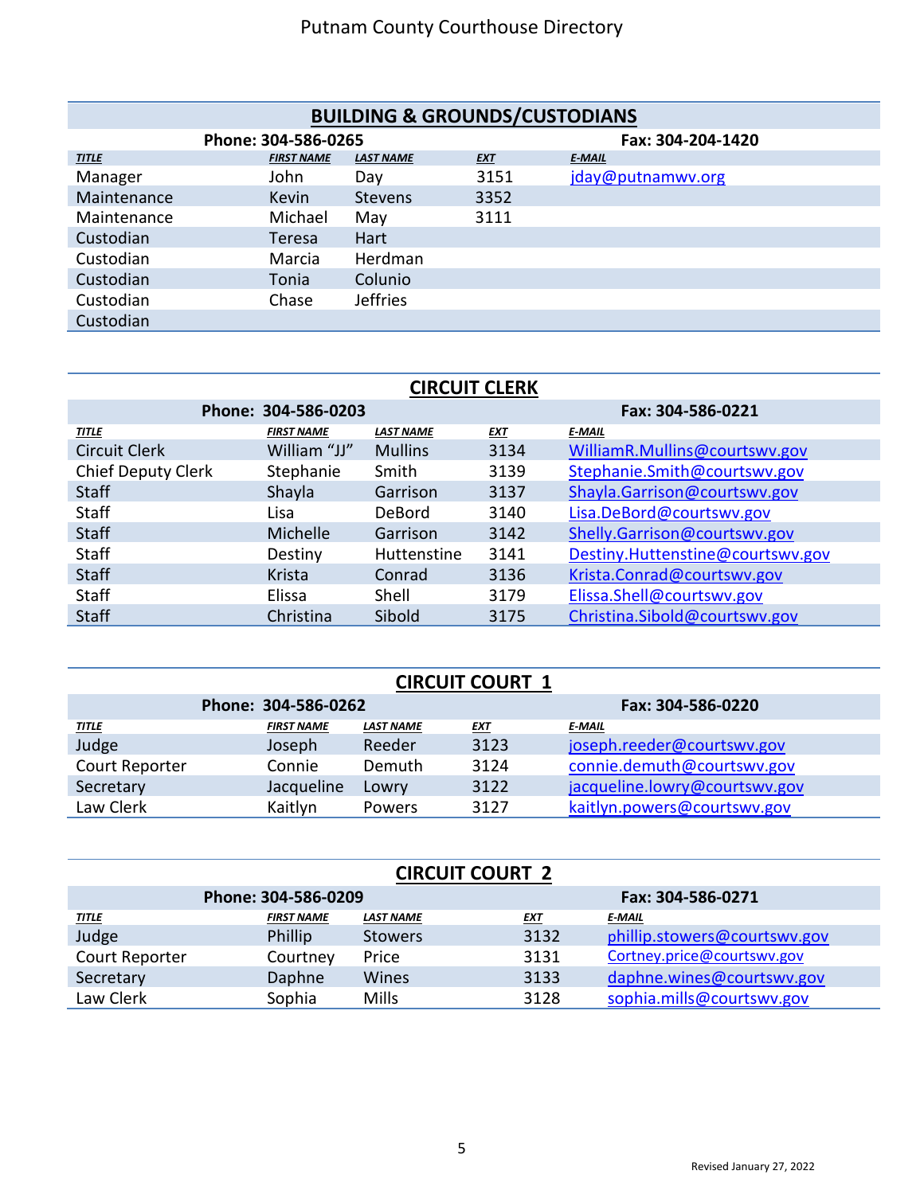# Putnam County Courthouse Directory

## BUILDING & GROUNDS/CUSTODIANS

**Phone: 304-586-0265** | **Fax: 304-204-1420**

| TITLE | FIRST NAME | LAST NAME | EXT | E-MAIL |
|---|---|---|---|---|
| Manager | John | Day | 3151 | jday@putnamwv.org |
| Maintenance | Kevin | Stevens | 3352 | |
| Maintenance | Michael | May | 3111 | |
| Custodian | Teresa | Hart | | |
| Custodian | Marcia | Herdman | | |
| Custodian | Tonia | Colunio | | |
| Custodian | Chase | Jeffries | | |
| Custodian | | | | |

## CIRCUIT CLERK

**Phone: 304-586-0203** | **Fax: 304-586-0221**

| TITLE | FIRST NAME | LAST NAME | EXT | E-MAIL |
|---|---|---|---|---|
| Circuit Clerk | William "JJ" | Mullins | 3134 | WilliamR.Mullins@courtswv.gov |
| Chief Deputy Clerk | Stephanie | Smith | 3139 | Stephanie.Smith@courtswv.gov |
| Staff | Shayla | Garrison | 3137 | Shayla.Garrison@courtswv.gov |
| Staff | Lisa | DeBord | 3140 | Lisa.DeBord@courtswv.gov |
| Staff | Michelle | Garrison | 3142 | Shelly.Garrison@courtswv.gov |
| Staff | Destiny | Huttenstine | 3141 | Destiny.Huttenstine@courtswv.gov |
| Staff | Krista | Conrad | 3136 | Krista.Conrad@courtswv.gov |
| Staff | Elissa | Shell | 3179 | Elissa.Shell@courtswv.gov |
| Staff | Christina | Sibold | 3175 | Christina.Sibold@courtswv.gov |

## CIRCUIT COURT 1

**Phone: 304-586-0262** | **Fax: 304-586-0220**

| TITLE | FIRST NAME | LAST NAME | EXT | E-MAIL |
|---|---|---|---|---|
| Judge | Joseph | Reeder | 3123 | joseph.reeder@courtswv.gov |
| Court Reporter | Connie | Demuth | 3124 | connie.demuth@courtswv.gov |
| Secretary | Jacqueline | Lowry | 3122 | jacqueline.lowry@courtswv.gov |
| Law Clerk | Kaitlyn | Powers | 3127 | kaitlyn.powers@courtswv.gov |

## CIRCUIT COURT 2

**Phone: 304-586-0209** | **Fax: 304-586-0271**

| TITLE | FIRST NAME | LAST NAME | EXT | E-MAIL |
|---|---|---|---|---|
| Judge | Phillip | Stowers | 3132 | phillip.stowers@courtswv.gov |
| Court Reporter | Courtney | Price | 3131 | Cortney.price@courtswv.gov |
| Secretary | Daphne | Wines | 3133 | daphne.wines@courtswv.gov |
| Law Clerk | Sophia | Mills | 3128 | sophia.mills@courtswv.gov |

Revised January 27, 2022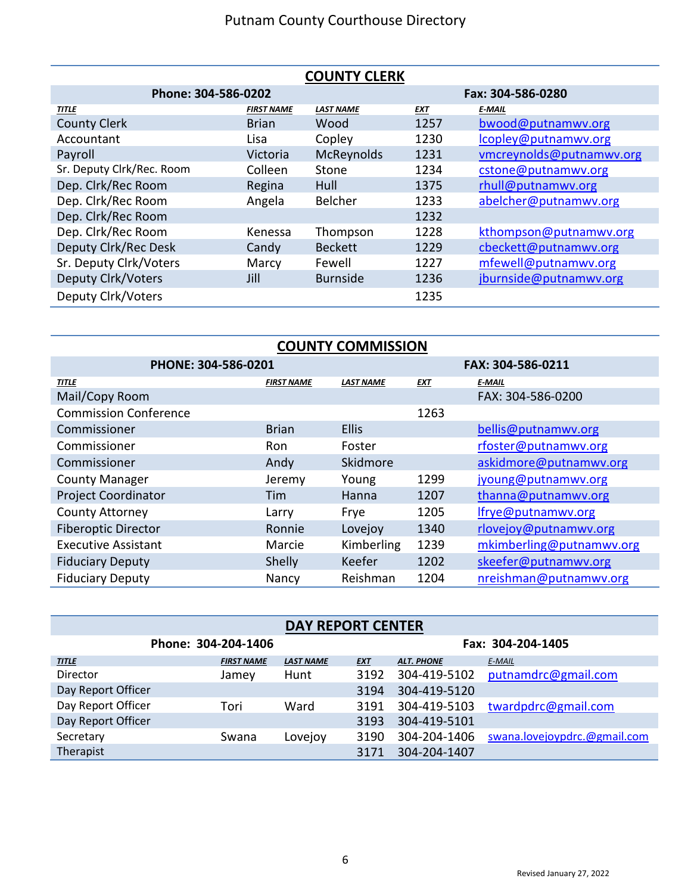# Putnam County Courthouse Directory

## COUNTY CLERK

**Phone: 304-586-0202** | **Fax: 304-586-0280**

| TITLE | FIRST NAME | LAST NAME | EXT | E-MAIL |
|---|---|---|---|---|
| County Clerk | Brian | Wood | 1257 | bwood@putnamwv.org |
| Accountant | Lisa | Copley | 1230 | lcopley@putnamwv.org |
| Payroll | Victoria | McReynolds | 1231 | vmcreynolds@putnamwv.org |
| Sr. Deputy Clrk/Rec. Room | Colleen | Stone | 1234 | cstone@putnamwv.org |
| Dep. Clrk/Rec Room | Regina | Hull | 1375 | rhull@putnamwv.org |
| Dep. Clrk/Rec Room | Angela | Belcher | 1233 | abelcher@putnamwv.org |
| Dep. Clrk/Rec Room | | | 1232 | |
| Dep. Clrk/Rec Room | Kenessa | Thompson | 1228 | kthompson@putnamwv.org |
| Deputy Clrk/Rec Desk | Candy | Beckett | 1229 | cbeckett@putnamwv.org |
| Sr. Deputy Clrk/Voters | Marcy | Fewell | 1227 | mfewell@putnamwv.org |
| Deputy Clrk/Voters | Jill | Burnside | 1236 | jburnside@putnamwv.org |
| Deputy Clrk/Voters | | | 1235 | |

## COUNTY COMMISSION

**PHONE: 304-586-0201** | **FAX: 304-586-0211**

| TITLE | FIRST NAME | LAST NAME | EXT | E-MAIL |
|---|---|---|---|---|
| Mail/Copy Room | | | | FAX: 304-586-0200 |
| Commission Conference | | | 1263 | |
| Commissioner | Brian | Ellis | | bellis@putnamwv.org |
| Commissioner | Ron | Foster | | rfoster@putnamwv.org |
| Commissioner | Andy | Skidmore | | askidmore@putnamwv.org |
| County Manager | Jeremy | Young | 1299 | jyoung@putnamwv.org |
| Project Coordinator | Tim | Hanna | 1207 | thanna@putnamwv.org |
| County Attorney | Larry | Frye | 1205 | lfrye@putnamwv.org |
| Fiberoptic Director | Ronnie | Lovejoy | 1340 | rlovejoy@putnamwv.org |
| Executive Assistant | Marcie | Kimberling | 1239 | mkimberling@putnamwv.org |
| Fiduciary Deputy | Shelly | Keefer | 1202 | skeefer@putnamwv.org |
| Fiduciary Deputy | Nancy | Reishman | 1204 | nreishman@putnamwv.org |

## DAY REPORT CENTER

**Phone: 304-204-1406** | **Fax: 304-204-1405**

| TITLE | FIRST NAME | LAST NAME | EXT | ALT. PHONE | E-MAIL |
|---|---|---|---|---|---|
| Director | Jamey | Hunt | 3192 | 304-419-5102 | putnamdrc@gmail.com |
| Day Report Officer | | | 3194 | 304-419-5120 | |
| Day Report Officer | Tori | Ward | 3191 | 304-419-5103 | twardpdrc@gmail.com |
| Day Report Officer | | | 3193 | 304-419-5101 | |
| Secretary | Swana | Lovejoy | 3190 | 304-204-1406 | swana.lovejoypdrc.@gmail.com |
| Therapist | | | 3171 | 304-204-1407 | |

Revised January 27, 2022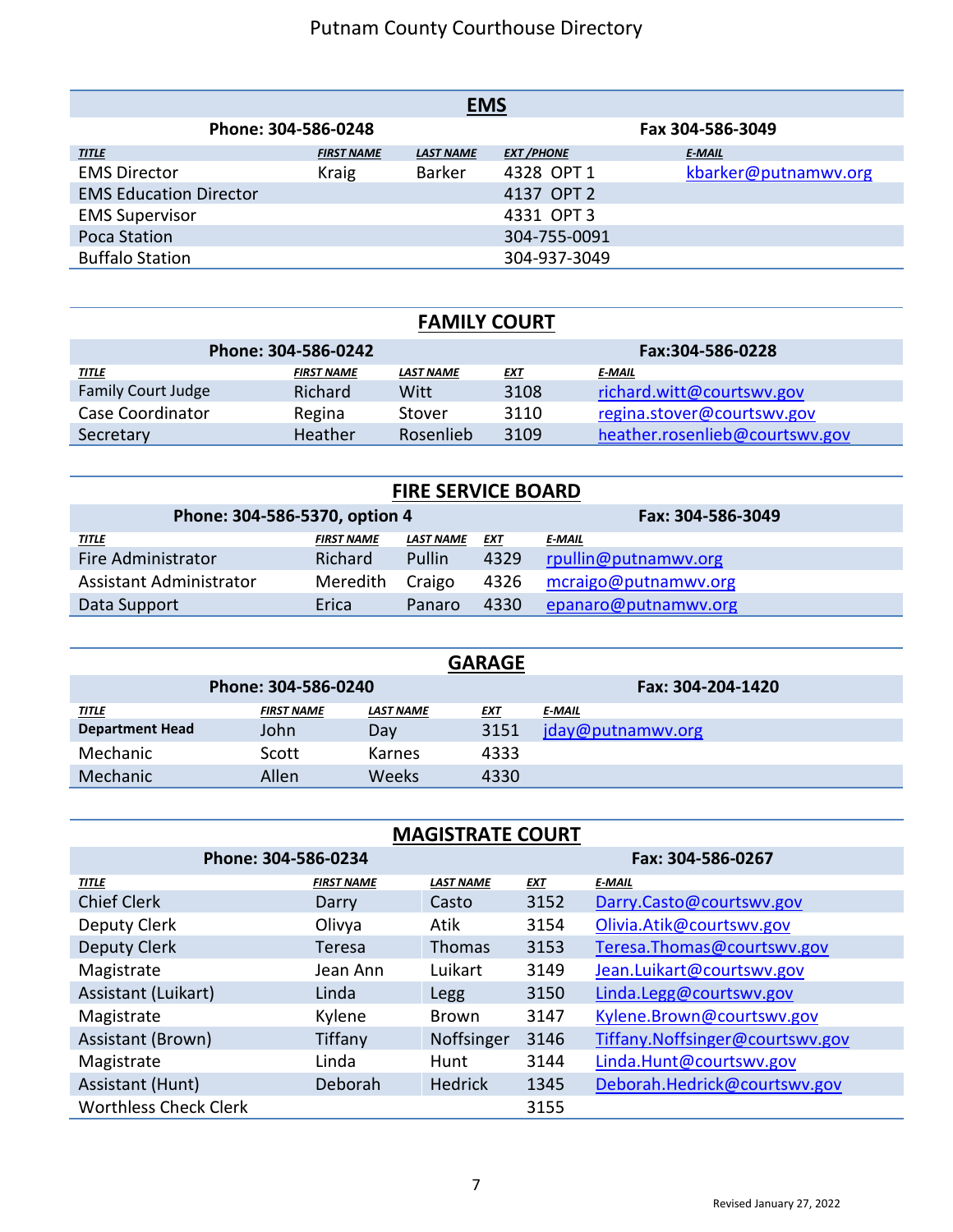# Putnam County Courthouse Directory

## EMS

**Phone: 304-586-0248** | **Fax 304-586-3049**

| TITLE | FIRST NAME | LAST NAME | EXT /PHONE | E-MAIL |
|---|---|---|---|---|
| EMS Director | Kraig | Barker | 4328 OPT 1 | kbarker@putnamwv.org |
| EMS Education Director | | | 4137 OPT 2 | |
| EMS Supervisor | | | 4331 OPT 3 | |
| Poca Station | | | 304-755-0091 | |
| Buffalo Station | | | 304-937-3049 | |

## FAMILY COURT

**Phone: 304-586-0242** | **Fax:304-586-0228**

| TITLE | FIRST NAME | LAST NAME | EXT | E-MAIL |
|---|---|---|---|---|
| Family Court Judge | Richard | Witt | 3108 | richard.witt@courtswv.gov |
| Case Coordinator | Regina | Stover | 3110 | regina.stover@courtswv.gov |
| Secretary | Heather | Rosenlieb | 3109 | heather.rosenlieb@courtswv.gov |

## FIRE SERVICE BOARD

**Phone: 304-586-5370, option 4** | **Fax: 304-586-3049**

| TITLE | FIRST NAME | LAST NAME | EXT | E-MAIL |
|---|---|---|---|---|
| Fire Administrator | Richard | Pullin | 4329 | rpullin@putnamwv.org |
| Assistant Administrator | Meredith | Craigo | 4326 | mcraigo@putnamwv.org |
| Data Support | Erica | Panaro | 4330 | epanaro@putnamwv.org |

## GARAGE

**Phone: 304-586-0240** | **Fax: 304-204-1420**

| TITLE | FIRST NAME | LAST NAME | EXT | E-MAIL |
|---|---|---|---|---|
| **Department Head** | John | Day | 3151 | jday@putnamwv.org |
| Mechanic | Scott | Karnes | 4333 | |
| Mechanic | Allen | Weeks | 4330 | |

## MAGISTRATE COURT

**Phone: 304-586-0234** | **Fax: 304-586-0267**

| TITLE | FIRST NAME | LAST NAME | EXT | E-MAIL |
|---|---|---|---|---|
| Chief Clerk | Darry | Casto | 3152 | Darry.Casto@courtswv.gov |
| Deputy Clerk | Olivya | Atik | 3154 | Olivia.Atik@courtswv.gov |
| Deputy Clerk | Teresa | Thomas | 3153 | Teresa.Thomas@courtswv.gov |
| Magistrate | Jean Ann | Luikart | 3149 | Jean.Luikart@courtswv.gov |
| Assistant (Luikart) | Linda | Legg | 3150 | Linda.Legg@courtswv.gov |
| Magistrate | Kylene | Brown | 3147 | Kylene.Brown@courtswv.gov |
| Assistant (Brown) | Tiffany | Noffsinger | 3146 | Tiffany.Noffsinger@courtswv.gov |
| Magistrate | Linda | Hunt | 3144 | Linda.Hunt@courtswv.gov |
| Assistant (Hunt) | Deborah | Hedrick | 1345 | Deborah.Hedrick@courtswv.gov |
| Worthless Check Clerk | | | 3155 | |

Revised January 27, 2022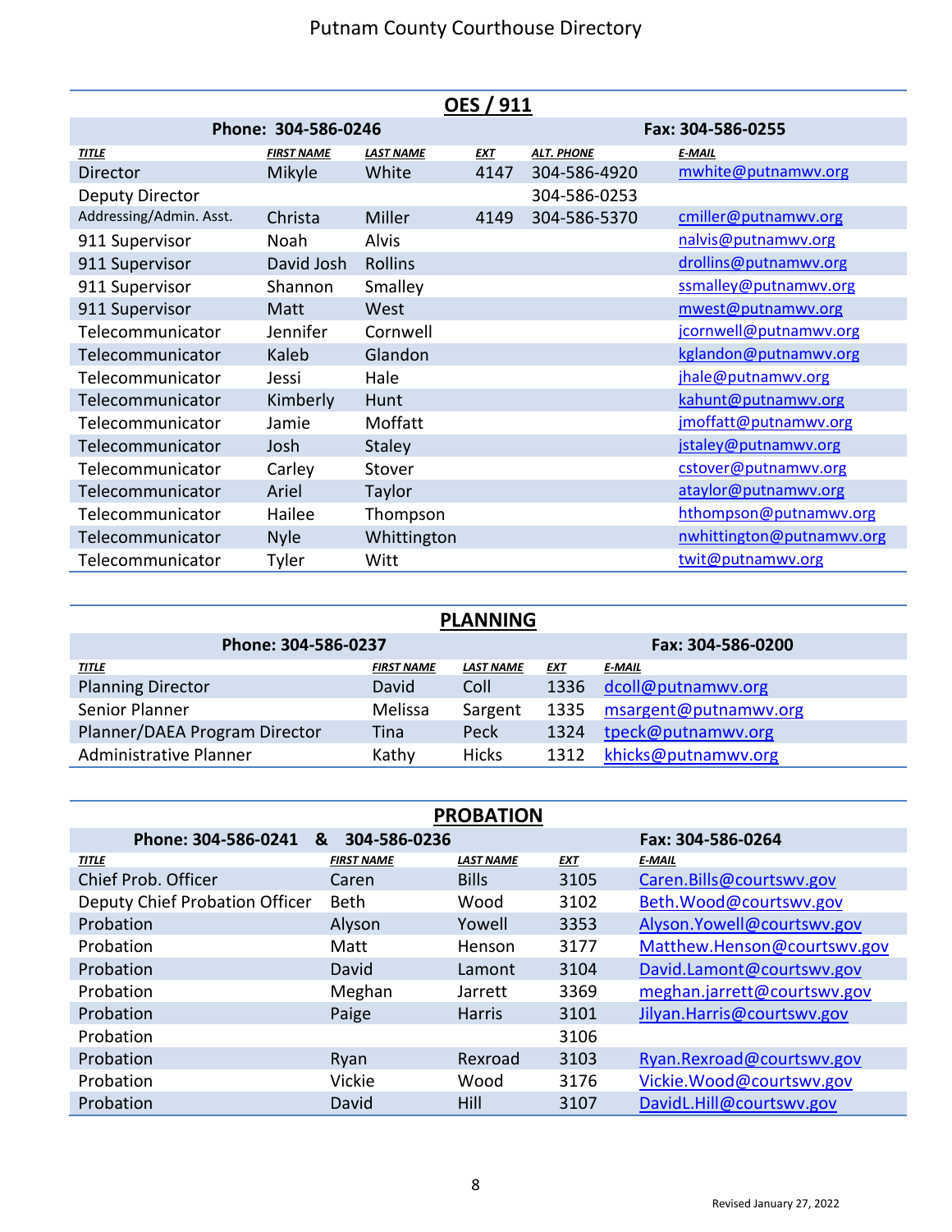# Putnam County Courthouse Directory

## OES / 911

**Phone: 304-586-0246** | **Fax: 304-586-0255**

| TITLE | FIRST NAME | LAST NAME | EXT | ALT. PHONE | E-MAIL |
|---|---|---|---|---|---|
| Director | Mikyle | White | 4147 | 304-586-4920 | mwhite@putnamwv.org |
| Deputy Director | | | | 304-586-0253 | |
| Addressing/Admin. Asst. | Christa | Miller | 4149 | 304-586-5370 | cmiller@putnamwv.org |
| 911 Supervisor | Noah | Alvis | | | nalvis@putnamwv.org |
| 911 Supervisor | David Josh | Rollins | | | drollins@putnamwv.org |
| 911 Supervisor | Shannon | Smalley | | | ssmalley@putnamwv.org |
| 911 Supervisor | Matt | West | | | mwest@putnamwv.org |
| Telecommunicator | Jennifer | Cornwell | | | jcornwell@putnamwv.org |
| Telecommunicator | Kaleb | Glandon | | | kglandon@putnamwv.org |
| Telecommunicator | Jessi | Hale | | | jhale@putnamwv.org |
| Telecommunicator | Kimberly | Hunt | | | kahunt@putnamwv.org |
| Telecommunicator | Jamie | Moffatt | | | jmoffatt@putnamwv.org |
| Telecommunicator | Josh | Staley | | | jstaley@putnamwv.org |
| Telecommunicator | Carley | Stover | | | cstover@putnamwv.org |
| Telecommunicator | Ariel | Taylor | | | ataylor@putnamwv.org |
| Telecommunicator | Hailee | Thompson | | | hthompson@putnamwv.org |
| Telecommunicator | Nyle | Whittington | | | nwhittington@putnamwv.org |
| Telecommunicator | Tyler | Witt | | | twit@putnamwv.org |

## PLANNING

**Phone: 304-586-0237** | **Fax: 304-586-0200**

| TITLE | FIRST NAME | LAST NAME | EXT | E-MAIL |
|---|---|---|---|---|
| Planning Director | David | Coll | 1336 | dcoll@putnamwv.org |
| Senior Planner | Melissa | Sargent | 1335 | msargent@putnamwv.org |
| Planner/DAEA Program Director | Tina | Peck | 1324 | tpeck@putnamwv.org |
| Administrative Planner | Kathy | Hicks | 1312 | khicks@putnamwv.org |

## PROBATION

**Phone: 304-586-0241 & 304-586-0236** | **Fax: 304-586-0264**

| TITLE | FIRST NAME | LAST NAME | EXT | E-MAIL |
|---|---|---|---|---|
| Chief Prob. Officer | Caren | Bills | 3105 | Caren.Bills@courtswv.gov |
| Deputy Chief Probation Officer | Beth | Wood | 3102 | Beth.Wood@courtswv.gov |
| Probation | Alyson | Yowell | 3353 | Alyson.Yowell@courtswv.gov |
| Probation | Matt | Henson | 3177 | Matthew.Henson@courtswv.gov |
| Probation | David | Lamont | 3104 | David.Lamont@courtswv.gov |
| Probation | Meghan | Jarrett | 3369 | meghan.jarrett@courtswv.gov |
| Probation | Paige | Harris | 3101 | Jilyan.Harris@courtswv.gov |
| Probation | | | 3106 | |
| Probation | Ryan | Rexroad | 3103 | Ryan.Rexroad@courtswv.gov |
| Probation | Vickie | Wood | 3176 | Vickie.Wood@courtswv.gov |
| Probation | David | Hill | 3107 | DavidL.Hill@courtswv.gov |

Revised January 27, 2022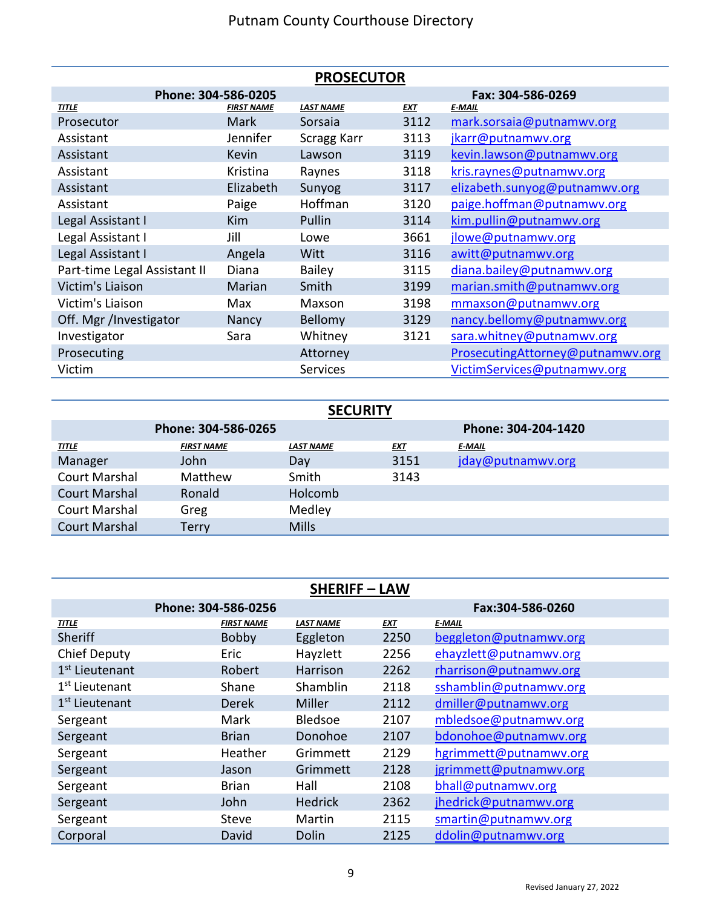# Putnam County Courthouse Directory

## PROSECUTOR

**Phone: 304-586-0205** | **Fax: 304-586-0269**

| TITLE | FIRST NAME | LAST NAME | EXT | E-MAIL |
|---|---|---|---|---|
| Prosecutor | Mark | Sorsaia | 3112 | mark.sorsaia@putnamwv.org |
| Assistant | Jennifer | Scragg Karr | 3113 | jkarr@putnamwv.org |
| Assistant | Kevin | Lawson | 3119 | kevin.lawson@putnamwv.org |
| Assistant | Kristina | Raynes | 3118 | kris.raynes@putnamwv.org |
| Assistant | Elizabeth | Sunyog | 3117 | elizabeth.sunyog@putnamwv.org |
| Assistant | Paige | Hoffman | 3120 | paige.hoffman@putnamwv.org |
| Legal Assistant I | Kim | Pullin | 3114 | kim.pullin@putnamwv.org |
| Legal Assistant I | Jill | Lowe | 3661 | jlowe@putnamwv.org |
| Legal Assistant I | Angela | Witt | 3116 | awitt@putnamwv.org |
| Part-time Legal Assistant II | Diana | Bailey | 3115 | diana.bailey@putnamwv.org |
| Victim's Liaison | Marian | Smith | 3199 | marian.smith@putnamwv.org |
| Victim's Liaison | Max | Maxson | 3198 | mmaxson@putnamwv.org |
| Off. Mgr /Investigator | Nancy | Bellomy | 3129 | nancy.bellomy@putnamwv.org |
| Investigator | Sara | Whitney | 3121 | sara.whitney@putnamwv.org |
| Prosecuting | | Attorney | | ProsecutingAttorney@putnamwv.org |
| Victim | | Services | | VictimServices@putnamwv.org |

## SECURITY

**Phone: 304-586-0265** | **Phone: 304-204-1420**

| TITLE | FIRST NAME | LAST NAME | EXT | E-MAIL |
|---|---|---|---|---|
| Manager | John | Day | 3151 | jday@putnamwv.org |
| Court Marshal | Matthew | Smith | 3143 | |
| Court Marshal | Ronald | Holcomb | | |
| Court Marshal | Greg | Medley | | |
| Court Marshal | Terry | Mills | | |

## SHERIFF – LAW

**Phone: 304-586-0256** | **Fax:304-586-0260**

| TITLE | FIRST NAME | LAST NAME | EXT | E-MAIL |
|---|---|---|---|---|
| Sheriff | Bobby | Eggleton | 2250 | beggleton@putnamwv.org |
| Chief Deputy | Eric | Hayzlett | 2256 | ehayzlett@putnamwv.org |
| 1st Lieutenant | Robert | Harrison | 2262 | rharrison@putnamwv.org |
| 1st Lieutenant | Shane | Shamblin | 2118 | sshamblin@putnamwv.org |
| 1st Lieutenant | Derek | Miller | 2112 | dmiller@putnamwv.org |
| Sergeant | Mark | Bledsoe | 2107 | mbledsoe@putnamwv.org |
| Sergeant | Brian | Donohoe | 2107 | bdonohoe@putnamwv.org |
| Sergeant | Heather | Grimmett | 2129 | hgrimmett@putnamwv.org |
| Sergeant | Jason | Grimmett | 2128 | jgrimmett@putnamwv.org |
| Sergeant | Brian | Hall | 2108 | bhall@putnamwv.org |
| Sergeant | John | Hedrick | 2362 | jhedrick@putnamwv.org |
| Sergeant | Steve | Martin | 2115 | smartin@putnamwv.org |
| Corporal | David | Dolin | 2125 | ddolin@putnamwv.org |

Revised January 27, 2022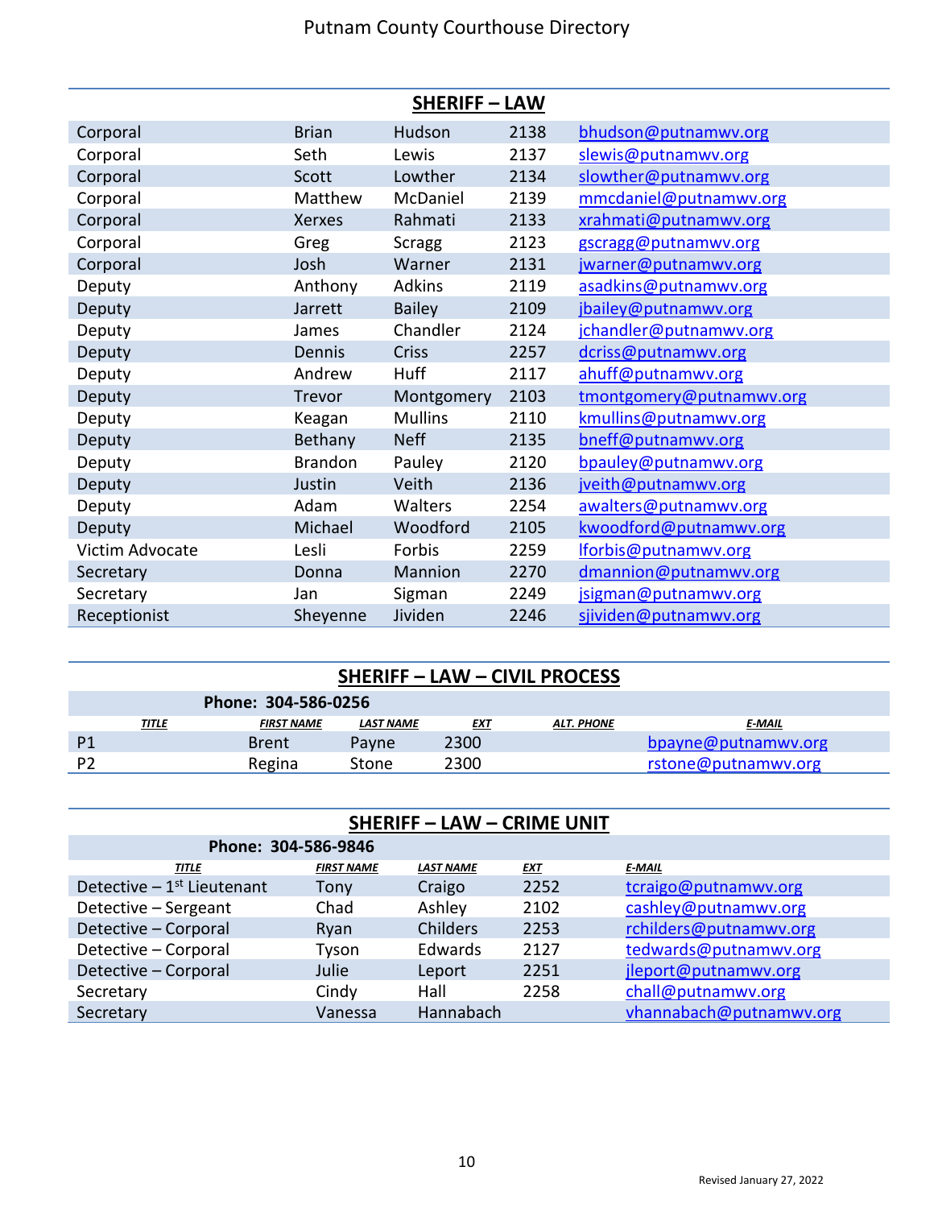# Putnam County Courthouse Directory

## SHERIFF – LAW

| | | | | |
|---|---|---|---|---|
| Corporal | Brian | Hudson | 2138 | bhudson@putnamwv.org |
| Corporal | Seth | Lewis | 2137 | slewis@putnamwv.org |
| Corporal | Scott | Lowther | 2134 | slowther@putnamwv.org |
| Corporal | Matthew | McDaniel | 2139 | mmcdaniel@putnamwv.org |
| Corporal | Xerxes | Rahmati | 2133 | xrahmati@putnamwv.org |
| Corporal | Greg | Scragg | 2123 | gscragg@putnamwv.org |
| Corporal | Josh | Warner | 2131 | jwarner@putnamwv.org |
| Deputy | Anthony | Adkins | 2119 | asadkins@putnamwv.org |
| Deputy | Jarrett | Bailey | 2109 | jbailey@putnamwv.org |
| Deputy | James | Chandler | 2124 | jchandler@putnamwv.org |
| Deputy | Dennis | Criss | 2257 | dcriss@putnamwv.org |
| Deputy | Andrew | Huff | 2117 | ahuff@putnamwv.org |
| Deputy | Trevor | Montgomery | 2103 | tmontgomery@putnamwv.org |
| Deputy | Keagan | Mullins | 2110 | kmullins@putnamwv.org |
| Deputy | Bethany | Neff | 2135 | bneff@putnamwv.org |
| Deputy | Brandon | Pauley | 2120 | bpauley@putnamwv.org |
| Deputy | Justin | Veith | 2136 | jveith@putnamwv.org |
| Deputy | Adam | Walters | 2254 | awalters@putnamwv.org |
| Deputy | Michael | Woodford | 2105 | kwoodford@putnamwv.org |
| Victim Advocate | Lesli | Forbis | 2259 | lforbis@putnamwv.org |
| Secretary | Donna | Mannion | 2270 | dmannion@putnamwv.org |
| Secretary | Jan | Sigman | 2249 | jsigman@putnamwv.org |
| Receptionist | Sheyenne | Jividen | 2246 | sjividen@putnamwv.org |

## SHERIFF – LAW – CIVIL PROCESS

**Phone: 304-586-0256**

| *TITLE* | *FIRST NAME* | *LAST NAME* | *EXT* | *ALT. PHONE* | *E-MAIL* |
|---|---|---|---|---|---|
| P1 | Brent | Payne | 2300 | | bpayne@putnamwv.org |
| P2 | Regina | Stone | 2300 | | rstone@putnamwv.org |

## SHERIFF – LAW – CRIME UNIT

**Phone: 304-586-9846**

| *TITLE* | *FIRST NAME* | *LAST NAME* | *EXT* | *E-MAIL* |
|---|---|---|---|---|
| Detective – 1st Lieutenant | Tony | Craigo | 2252 | tcraigo@putnamwv.org |
| Detective – Sergeant | Chad | Ashley | 2102 | cashley@putnamwv.org |
| Detective – Corporal | Ryan | Childers | 2253 | rchilders@putnamwv.org |
| Detective – Corporal | Tyson | Edwards | 2127 | tedwards@putnamwv.org |
| Detective – Corporal | Julie | Leport | 2251 | jleport@putnamwv.org |
| Secretary | Cindy | Hall | 2258 | chall@putnamwv.org |
| Secretary | Vanessa | Hannabach | | vhannabach@putnamwv.org |

Revised January 27, 2022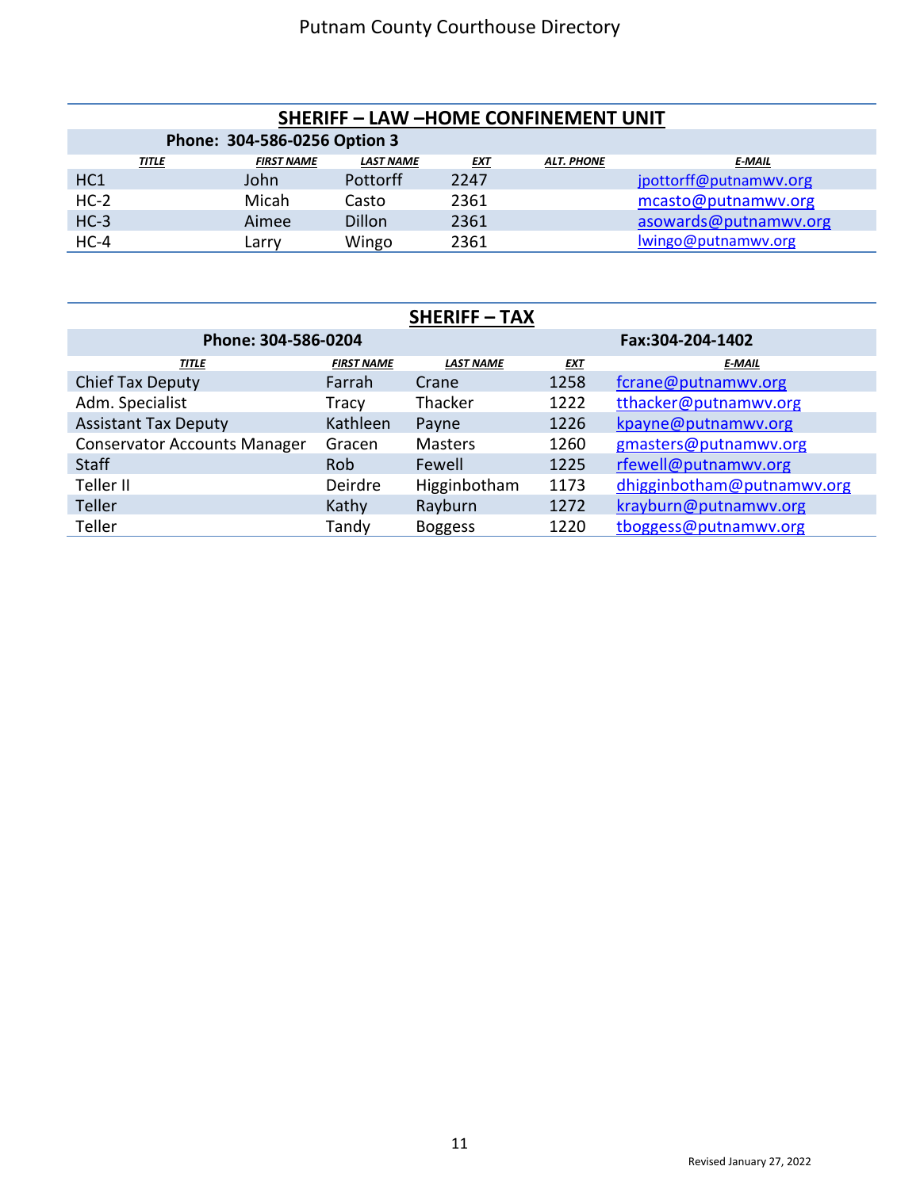# Putnam County Courthouse Directory

## SHERIFF – LAW –HOME CONFINEMENT UNIT

**Phone: 304-586-0256 Option 3**

| TITLE | FIRST NAME | LAST NAME | EXT | ALT. PHONE | E-MAIL |
|---|---|---|---|---|---|
| HC1 | John | Pottorff | 2247 | | jpottorff@putnamwv.org |
| HC-2 | Micah | Casto | 2361 | | mcasto@putnamwv.org |
| HC-3 | Aimee | Dillon | 2361 | | asowards@putnamwv.org |
| HC-4 | Larry | Wingo | 2361 | | lwingo@putnamwv.org |

## SHERIFF – TAX

**Phone: 304-586-0204** **Fax:304-204-1402**

| TITLE | FIRST NAME | LAST NAME | EXT | E-MAIL |
|---|---|---|---|---|
| Chief Tax Deputy | Farrah | Crane | 1258 | fcrane@putnamwv.org |
| Adm. Specialist | Tracy | Thacker | 1222 | tthacker@putnamwv.org |
| Assistant Tax Deputy | Kathleen | Payne | 1226 | kpayne@putnamwv.org |
| Conservator Accounts Manager | Gracen | Masters | 1260 | gmasters@putnamwv.org |
| Staff | Rob | Fewell | 1225 | rfewell@putnamwv.org |
| Teller II | Deirdre | Higginbotham | 1173 | dhigginbotham@putnamwv.org |
| Teller | Kathy | Rayburn | 1272 | krayburn@putnamwv.org |
| Teller | Tandy | Boggess | 1220 | tboggess@putnamwv.org |

Revised January 27, 2022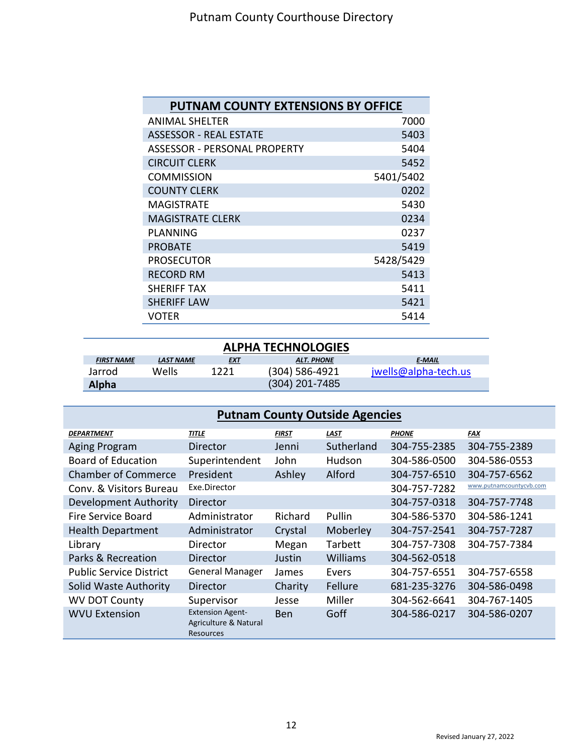# Putnam County Courthouse Directory

| PUTNAM COUNTY EXTENSIONS BY OFFICE | |
|---|---|
| ANIMAL SHELTER | 7000 |
| ASSESSOR - REAL ESTATE | 5403 |
| ASSESSOR - PERSONAL PROPERTY | 5404 |
| CIRCUIT CLERK | 5452 |
| COMMISSION | 5401/5402 |
| COUNTY CLERK | 0202 |
| MAGISTRATE | 5430 |
| MAGISTRATE CLERK | 0234 |
| PLANNING | 0237 |
| PROBATE | 5419 |
| PROSECUTOR | 5428/5429 |
| RECORD RM | 5413 |
| SHERIFF TAX | 5411 |
| SHERIFF LAW | 5421 |
| VOTER | 5414 |

## ALPHA TECHNOLOGIES

| FIRST NAME | LAST NAME | EXT | ALT. PHONE | E-MAIL |
|---|---|---|---|---|
| Jarrod | Wells | 1221 | (304) 586-4921 | jwells@alpha-tech.us |
| **Alpha** | | | (304) 201-7485 | |

## Putnam County Outside Agencies

| DEPARTMENT | TITLE | FIRST | LAST | PHONE | FAX |
|---|---|---|---|---|---|
| Aging Program | Director | Jenni | Sutherland | 304-755-2385 | 304-755-2389 |
| Board of Education | Superintendent | John | Hudson | 304-586-0500 | 304-586-0553 |
| Chamber of Commerce | President | Ashley | Alford | 304-757-6510 | 304-757-6562 |
| Conv. & Visitors Bureau | Exe.Director | | | 304-757-7282 | www.putnamcountycvb.com |
| Development Authority | Director | | | 304-757-0318 | 304-757-7748 |
| Fire Service Board | Administrator | Richard | Pullin | 304-586-5370 | 304-586-1241 |
| Health Department | Administrator | Crystal | Moberley | 304-757-2541 | 304-757-7287 |
| Library | Director | Megan | Tarbett | 304-757-7308 | 304-757-7384 |
| Parks & Recreation | Director | Justin | Williams | 304-562-0518 | |
| Public Service District | General Manager | James | Evers | 304-757-6551 | 304-757-6558 |
| Solid Waste Authority | Director | Charity | Fellure | 681-235-3276 | 304-586-0498 |
| WV DOT County | Supervisor | Jesse | Miller | 304-562-6641 | 304-767-1405 |
| WVU Extension | Extension Agent-Agriculture & Natural Resources | Ben | Goff | 304-586-0217 | 304-586-0207 |

Revised January 27, 2022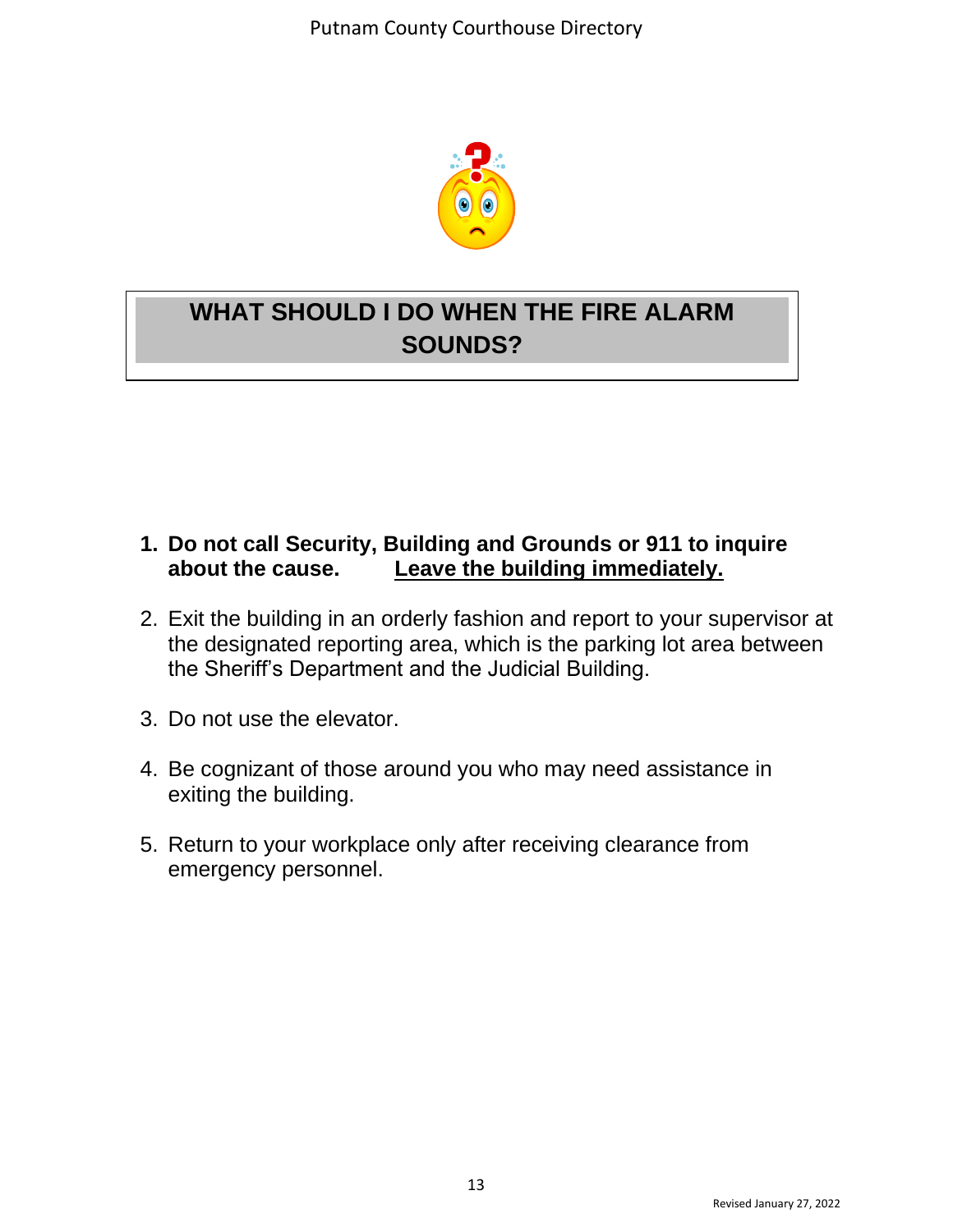## WHAT SHOULD I DO WHEN THE FIRE ALARM SOUNDS?

1. **Do not call Security, Building and Grounds or 911 to inquire about the cause. <u>Leave the building immediately.</u>**
2. Exit the building in an orderly fashion and report to your supervisor at the designated reporting area, which is the parking lot area between the Sheriff's Department and the Judicial Building.
3. Do not use the elevator.
4. Be cognizant of those around you who may need assistance in exiting the building.
5. Return to your workplace only after receiving clearance from emergency personnel.